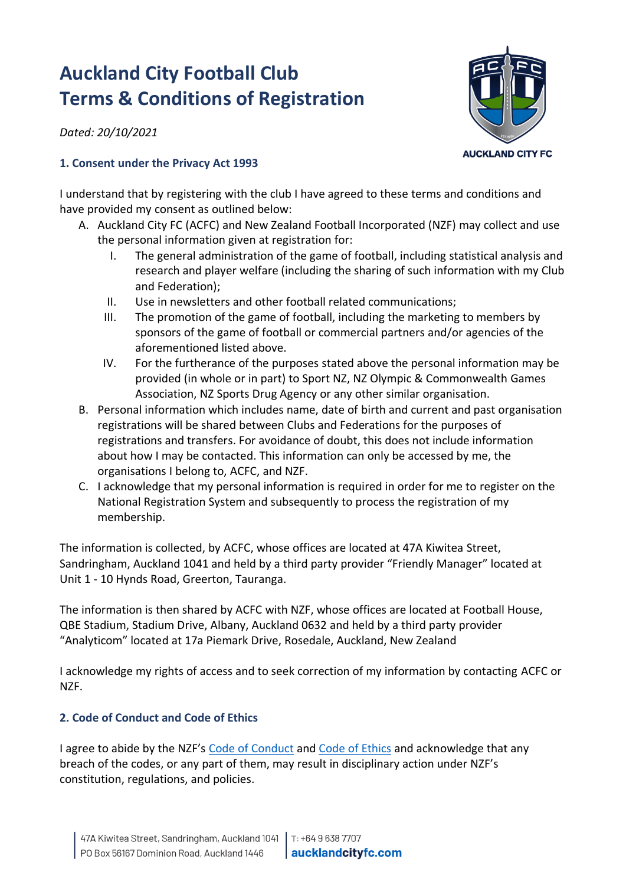# Auckland City Football Club
# Terms & Conditions of Registration

*Dated: 20/10/2021*

### 1. Consent under the Privacy Act 1993

I understand that by registering with the club I have agreed to these terms and conditions and have provided my consent as outlined below:

A. Auckland City FC (ACFC) and New Zealand Football Incorporated (NZF) may collect and use the personal information given at registration for:
   I. The general administration of the game of football, including statistical analysis and research and player welfare (including the sharing of such information with my Club and Federation);
   II. Use in newsletters and other football related communications;
   III. The promotion of the game of football, including the marketing to members by sponsors of the game of football or commercial partners and/or agencies of the aforementioned listed above.
   IV. For the furtherance of the purposes stated above the personal information may be provided (in whole or in part) to Sport NZ, NZ Olympic & Commonwealth Games Association, NZ Sports Drug Agency or any other similar organisation.

B. Personal information which includes name, date of birth and current and past organisation registrations will be shared between Clubs and Federations for the purposes of registrations and transfers. For avoidance of doubt, this does not include information about how I may be contacted. This information can only be accessed by me, the organisations I belong to, ACFC, and NZF.

C. I acknowledge that my personal information is required in order for me to register on the National Registration System and subsequently to process the registration of my membership.

The information is collected, by ACFC, whose offices are located at 47A Kiwitea Street, Sandringham, Auckland 1041 and held by a third party provider "Friendly Manager" located at Unit 1 - 10 Hynds Road, Greerton, Tauranga.

The information is then shared by ACFC with NZF, whose offices are located at Football House, QBE Stadium, Stadium Drive, Albany, Auckland 0632 and held by a third party provider "Analyticom" located at 17a Piemark Drive, Rosedale, Auckland, New Zealand

I acknowledge my rights of access and to seek correction of my information by contacting ACFC or NZF.

### 2. Code of Conduct and Code of Ethics

I agree to abide by the NZF's Code of Conduct and Code of Ethics and acknowledge that any breach of the codes, or any part of them, may result in disciplinary action under NZF's constitution, regulations, and policies.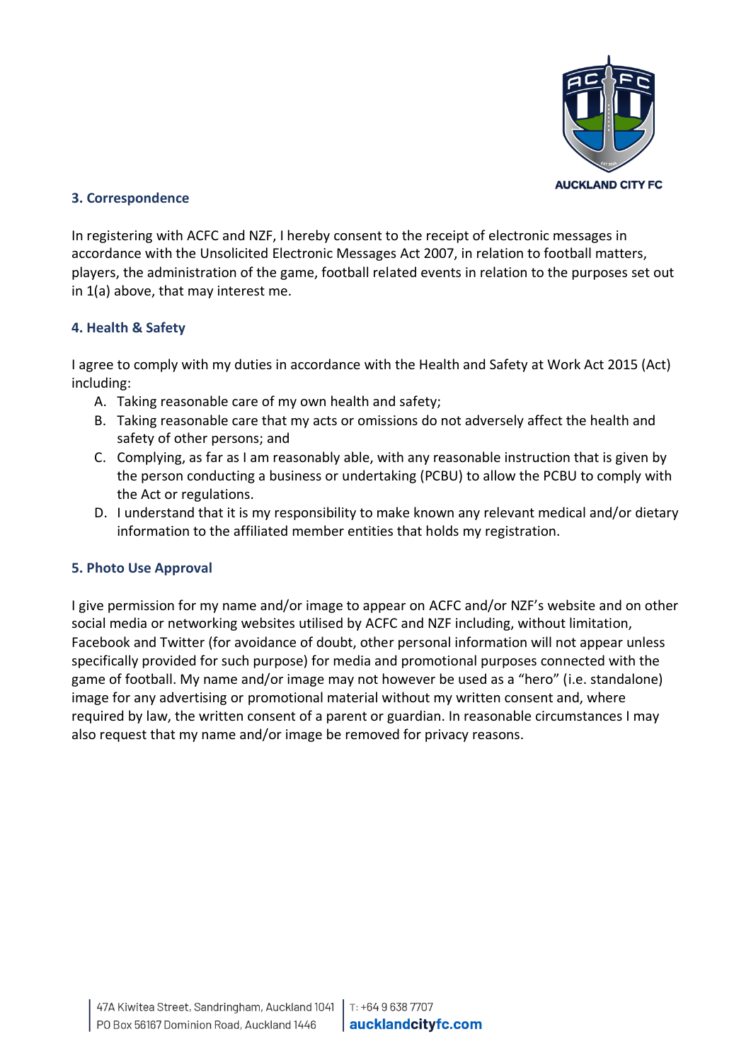### 3. Correspondence

In registering with ACFC and NZF, I hereby consent to the receipt of electronic messages in accordance with the Unsolicited Electronic Messages Act 2007, in relation to football matters, players, the administration of the game, football related events in relation to the purposes set out in 1(a) above, that may interest me.

### 4. Health & Safety

I agree to comply with my duties in accordance with the Health and Safety at Work Act 2015 (Act) including:

A. Taking reasonable care of my own health and safety;
B. Taking reasonable care that my acts or omissions do not adversely affect the health and safety of other persons; and
C. Complying, as far as I am reasonably able, with any reasonable instruction that is given by the person conducting a business or undertaking (PCBU) to allow the PCBU to comply with the Act or regulations.
D. I understand that it is my responsibility to make known any relevant medical and/or dietary information to the affiliated member entities that holds my registration.

### 5. Photo Use Approval

I give permission for my name and/or image to appear on ACFC and/or NZF's website and on other social media or networking websites utilised by ACFC and NZF including, without limitation, Facebook and Twitter (for avoidance of doubt, other personal information will not appear unless specifically provided for such purpose) for media and promotional purposes connected with the game of football. My name and/or image may not however be used as a "hero" (i.e. standalone) image for any advertising or promotional material without my written consent and, where required by law, the written consent of a parent or guardian. In reasonable circumstances I may also request that my name and/or image be removed for privacy reasons.